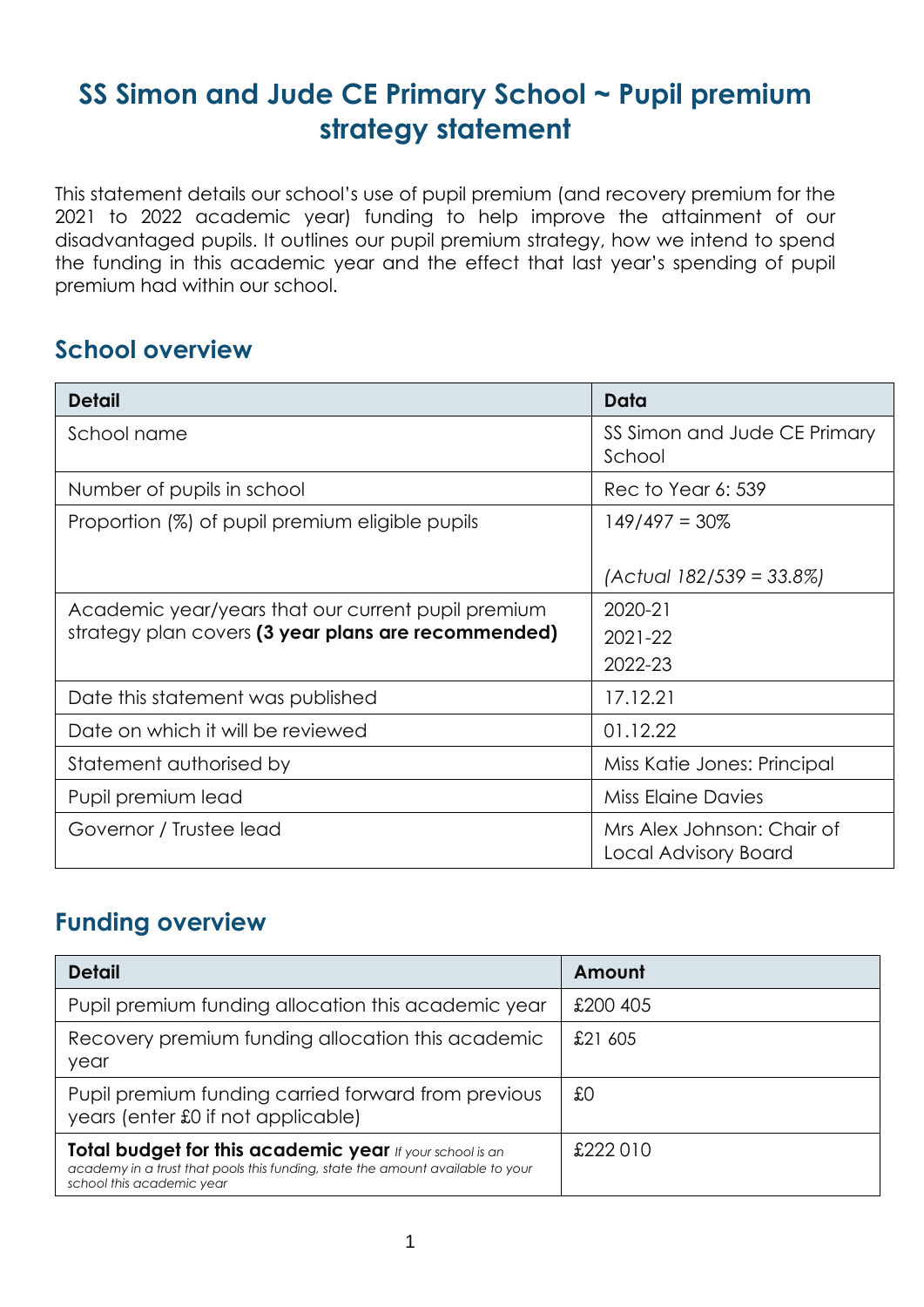# SS Simon and Jude CE Primary School ~ Pupil premium strategy statement

This statement details our school's use of pupil premium (and recovery premium for the 2021 to 2022 academic year) funding to help improve the attainment of our disadvantaged pupils. It outlines our pupil premium strategy, how we intend to spend the funding in this academic year and the effect that last year's spending of pupil premium had within our school.

## School overview

| Detail | Data |
|---|---|
| School name | SS Simon and Jude CE Primary School |
| Number of pupils in school | Rec to Year 6: 539 |
| Proportion (%) of pupil premium eligible pupils | 149/497 = 30%<br><br>*(Actual 182/539 = 33.8%)* |
| Academic year/years that our current pupil premium strategy plan covers **(3 year plans are recommended)** | 2020-21<br>2021-22<br>2022-23 |
| Date this statement was published | 17.12.21 |
| Date on which it will be reviewed | 01.12.22 |
| Statement authorised by | Miss Katie Jones: Principal |
| Pupil premium lead | Miss Elaine Davies |
| Governor / Trustee lead | Mrs Alex Johnson: Chair of Local Advisory Board |

## Funding overview

| Detail | Amount |
|---|---|
| Pupil premium funding allocation this academic year | £200 405 |
| Recovery premium funding allocation this academic year | £21 605 |
| Pupil premium funding carried forward from previous years (enter £0 if not applicable) | £0 |
| **Total budget for this academic year** *If your school is an academy in a trust that pools this funding, state the amount available to your school this academic year* | £222 010 |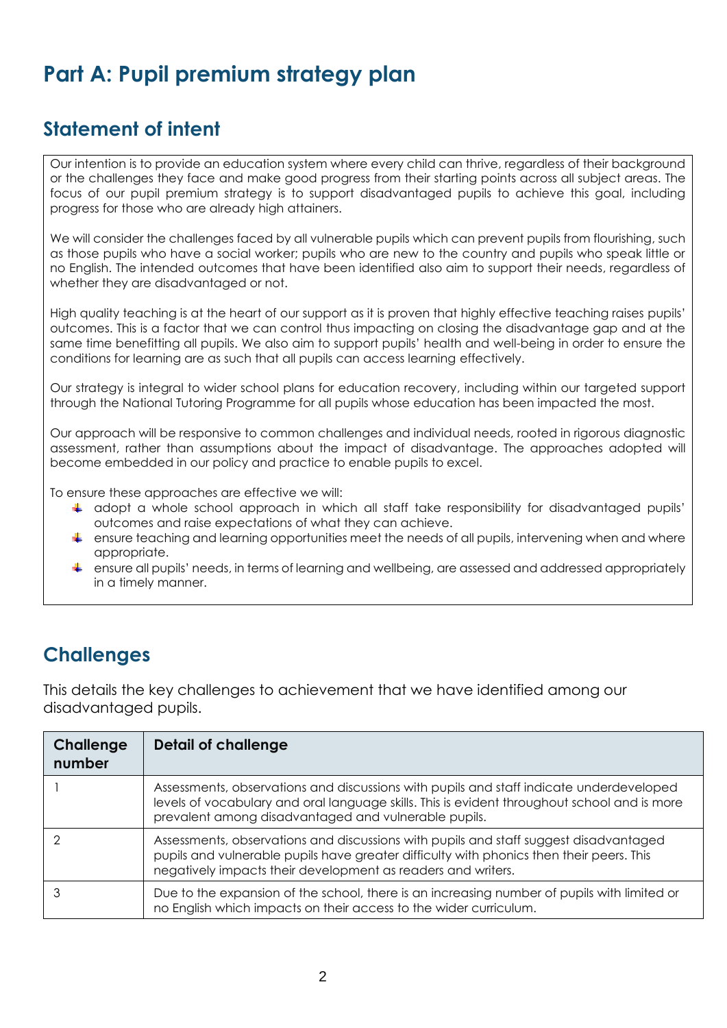# Part A: Pupil premium strategy plan

## Statement of intent

Our intention is to provide an education system where every child can thrive, regardless of their background or the challenges they face and make good progress from their starting points across all subject areas. The focus of our pupil premium strategy is to support disadvantaged pupils to achieve this goal, including progress for those who are already high attainers.

We will consider the challenges faced by all vulnerable pupils which can prevent pupils from flourishing, such as those pupils who have a social worker; pupils who are new to the country and pupils who speak little or no English. The intended outcomes that have been identified also aim to support their needs, regardless of whether they are disadvantaged or not.

High quality teaching is at the heart of our support as it is proven that highly effective teaching raises pupils' outcomes. This is a factor that we can control thus impacting on closing the disadvantage gap and at the same time benefitting all pupils. We also aim to support pupils' health and well-being in order to ensure the conditions for learning are as such that all pupils can access learning effectively.

Our strategy is integral to wider school plans for education recovery, including within our targeted support through the National Tutoring Programme for all pupils whose education has been impacted the most.

Our approach will be responsive to common challenges and individual needs, rooted in rigorous diagnostic assessment, rather than assumptions about the impact of disadvantage. The approaches adopted will become embedded in our policy and practice to enable pupils to excel.

To ensure these approaches are effective we will:

- adopt a whole school approach in which all staff take responsibility for disadvantaged pupils' outcomes and raise expectations of what they can achieve.
- ensure teaching and learning opportunities meet the needs of all pupils, intervening when and where appropriate.
- ensure all pupils' needs, in terms of learning and wellbeing, are assessed and addressed appropriately in a timely manner.

## Challenges

This details the key challenges to achievement that we have identified among our disadvantaged pupils.

| Challenge number | Detail of challenge |
|---|---|
| 1 | Assessments, observations and discussions with pupils and staff indicate underdeveloped levels of vocabulary and oral language skills. This is evident throughout school and is more prevalent among disadvantaged and vulnerable pupils. |
| 2 | Assessments, observations and discussions with pupils and staff suggest disadvantaged pupils and vulnerable pupils have greater difficulty with phonics then their peers. This negatively impacts their development as readers and writers. |
| 3 | Due to the expansion of the school, there is an increasing number of pupils with limited or no English which impacts on their access to the wider curriculum. |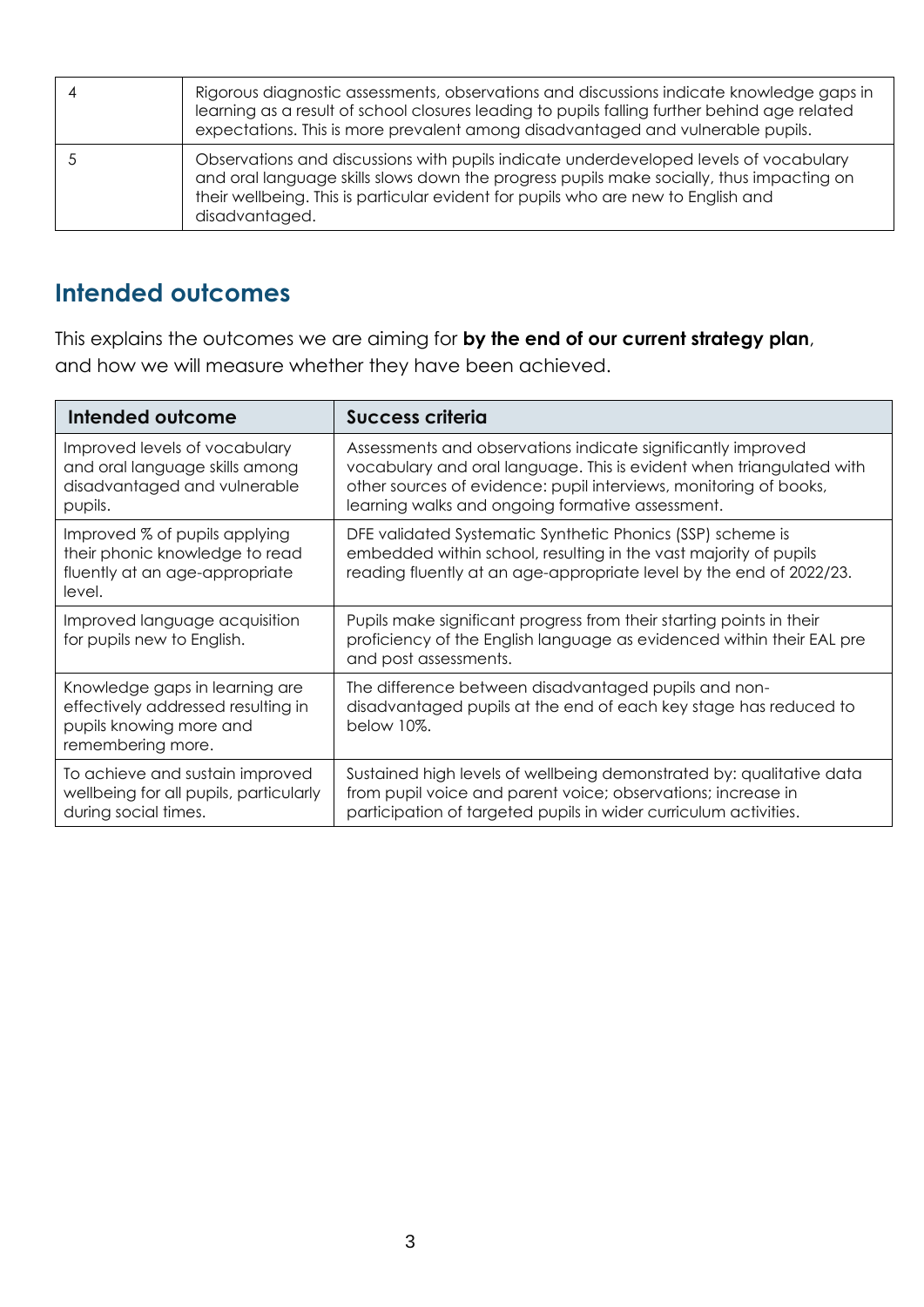| | |
|---|---|
| 4 | Rigorous diagnostic assessments, observations and discussions indicate knowledge gaps in learning as a result of school closures leading to pupils falling further behind age related expectations. This is more prevalent among disadvantaged and vulnerable pupils. |
| 5 | Observations and discussions with pupils indicate underdeveloped levels of vocabulary and oral language skills slows down the progress pupils make socially, thus impacting on their wellbeing. This is particular evident for pupils who are new to English and disadvantaged. |

## Intended outcomes

This explains the outcomes we are aiming for **by the end of our current strategy plan**, and how we will measure whether they have been achieved.

| Intended outcome | Success criteria |
|---|---|
| Improved levels of vocabulary and oral language skills among disadvantaged and vulnerable pupils. | Assessments and observations indicate significantly improved vocabulary and oral language. This is evident when triangulated with other sources of evidence: pupil interviews, monitoring of books, learning walks and ongoing formative assessment. |
| Improved % of pupils applying their phonic knowledge to read fluently at an age-appropriate level. | DFE validated Systematic Synthetic Phonics (SSP) scheme is embedded within school, resulting in the vast majority of pupils reading fluently at an age-appropriate level by the end of 2022/23. |
| Improved language acquisition for pupils new to English. | Pupils make significant progress from their starting points in their proficiency of the English language as evidenced within their EAL pre and post assessments. |
| Knowledge gaps in learning are effectively addressed resulting in pupils knowing more and remembering more. | The difference between disadvantaged pupils and non-disadvantaged pupils at the end of each key stage has reduced to below 10%. |
| To achieve and sustain improved wellbeing for all pupils, particularly during social times. | Sustained high levels of wellbeing demonstrated by: qualitative data from pupil voice and parent voice; observations; increase in participation of targeted pupils in wider curriculum activities. |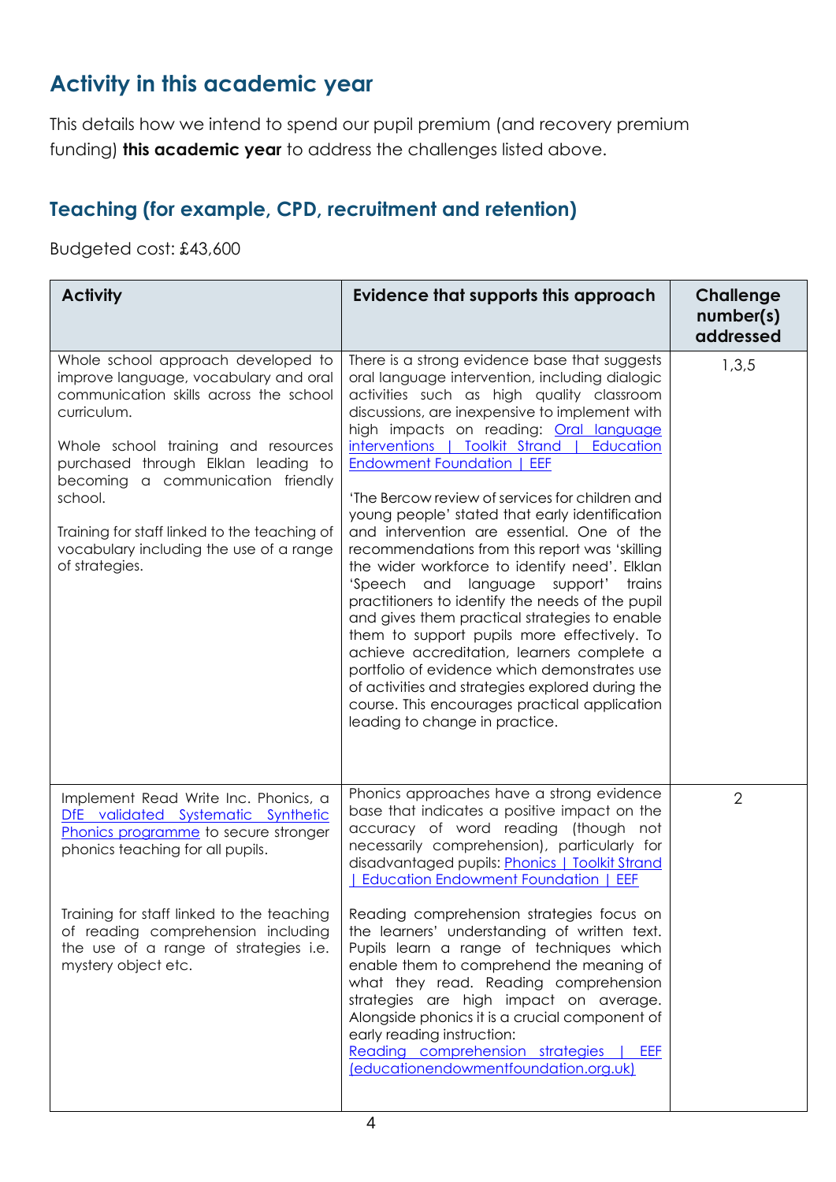## Activity in this academic year

This details how we intend to spend our pupil premium (and recovery premium funding) **this academic year** to address the challenges listed above.

### Teaching (for example, CPD, recruitment and retention)

Budgeted cost: £43,600

| Activity | Evidence that supports this approach | Challenge number(s) addressed |
|---|---|---|
| Whole school approach developed to improve language, vocabulary and oral communication skills across the school curriculum.<br><br>Whole school training and resources purchased through Elklan leading to becoming a communication friendly school.<br><br>Training for staff linked to the teaching of vocabulary including the use of a range of strategies. | There is a strong evidence base that suggests oral language intervention, including dialogic activities such as high quality classroom discussions, are inexpensive to implement with high impacts on reading: [Oral language interventions \| Toolkit Strand \| Education Endowment Foundation \| EEF]<br><br>'The Bercow review of services for children and young people' stated that early identification and intervention are essential. One of the recommendations from this report was 'skilling the wider workforce to identify need'. Elklan 'Speech and language support' trains practitioners to identify the needs of the pupil and gives them practical strategies to enable them to support pupils more effectively. To achieve accreditation, learners complete a portfolio of evidence which demonstrates use of activities and strategies explored during the course. This encourages practical application leading to change in practice. | 1,3,5 |
| Implement Read Write Inc. Phonics, a [DfE validated Systematic Synthetic Phonics programme] to secure stronger phonics teaching for all pupils.<br><br>Training for staff linked to the teaching of reading comprehension including the use of a range of strategies i.e. mystery object etc. | Phonics approaches have a strong evidence base that indicates a positive impact on the accuracy of word reading (though not necessarily comprehension), particularly for disadvantaged pupils: [Phonics \| Toolkit Strand \| Education Endowment Foundation \| EEF]<br><br>Reading comprehension strategies focus on the learners' understanding of written text. Pupils learn a range of techniques which enable them to comprehend the meaning of what they read. Reading comprehension strategies are high impact on average. Alongside phonics it is a crucial component of early reading instruction:<br>[Reading comprehension strategies \| EEF (educationendowmentfoundation.org.uk)] | 2 |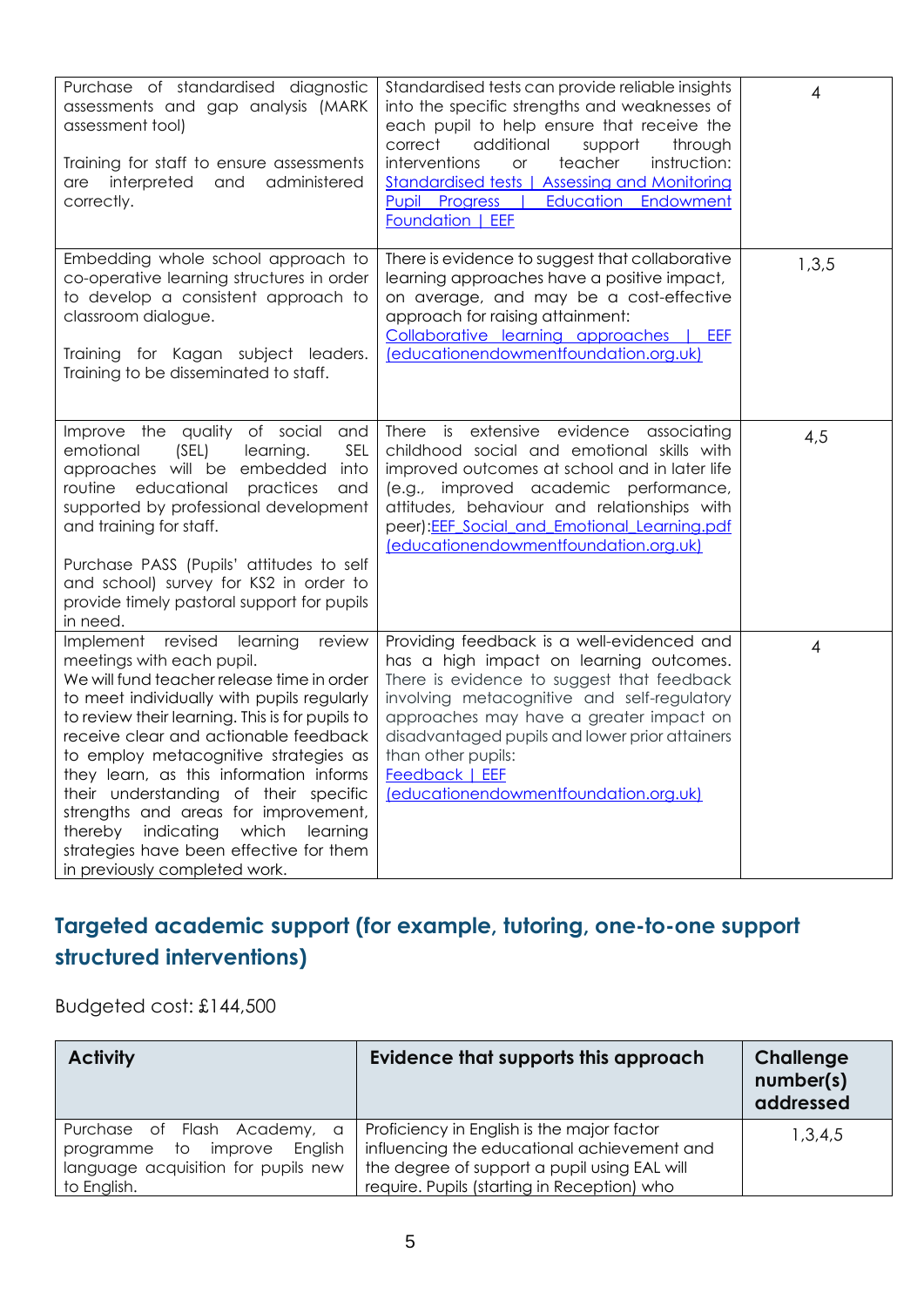| | | |
|---|---|---|
| Purchase of standardised diagnostic assessments and gap analysis (MARK assessment tool)<br><br>Training for staff to ensure assessments are interpreted and administered correctly. | Standardised tests can provide reliable insights into the specific strengths and weaknesses of each pupil to help ensure that receive the correct additional support through interventions or teacher instruction: [Standardised tests \| Assessing and Monitoring Pupil Progress \| Education Endowment Foundation \| EEF]() | 4 |
| Embedding whole school approach to co-operative learning structures in order to develop a consistent approach to classroom dialogue.<br><br>Training for Kagan subject leaders. Training to be disseminated to staff. | There is evidence to suggest that collaborative learning approaches have a positive impact, on average, and may be a cost-effective approach for raising attainment: [Collaborative learning approaches \| EEF (educationendowmentfoundation.org.uk)]() | 1,3,5 |
| Improve the quality of social and emotional (SEL) learning. SEL approaches will be embedded into routine educational practices and supported by professional development and training for staff.<br><br>Purchase PASS (Pupils' attitudes to self and school) survey for KS2 in order to provide timely pastoral support for pupils in need. | There is extensive evidence associating childhood social and emotional skills with improved outcomes at school and in later life (e.g., improved academic performance, attitudes, behaviour and relationships with peer):[EEF_Social_and_Emotional_Learning.pdf (educationendowmentfoundation.org.uk)]() | 4,5 |
| Implement revised learning review meetings with each pupil.<br>We will fund teacher release time in order to meet individually with pupils regularly to review their learning. This is for pupils to receive clear and actionable feedback to employ metacognitive strategies as they learn, as this information informs their understanding of their specific strengths and areas for improvement, thereby indicating which learning strategies have been effective for them in previously completed work. | Providing feedback is a well-evidenced and has a high impact on learning outcomes. There is evidence to suggest that feedback involving metacognitive and self-regulatory approaches may have a greater impact on disadvantaged pupils and lower prior attainers than other pupils: [Feedback \| EEF (educationendowmentfoundation.org.uk)]() | 4 |

## Targeted academic support (for example, tutoring, one-to-one support structured interventions)

Budgeted cost: £144,500

| Activity | Evidence that supports this approach | Challenge number(s) addressed |
|---|---|---|
| Purchase of Flash Academy, a programme to improve English language acquisition for pupils new to English. | Proficiency in English is the major factor influencing the educational achievement and the degree of support a pupil using EAL will require. Pupils (starting in Reception) who | 1,3,4,5 |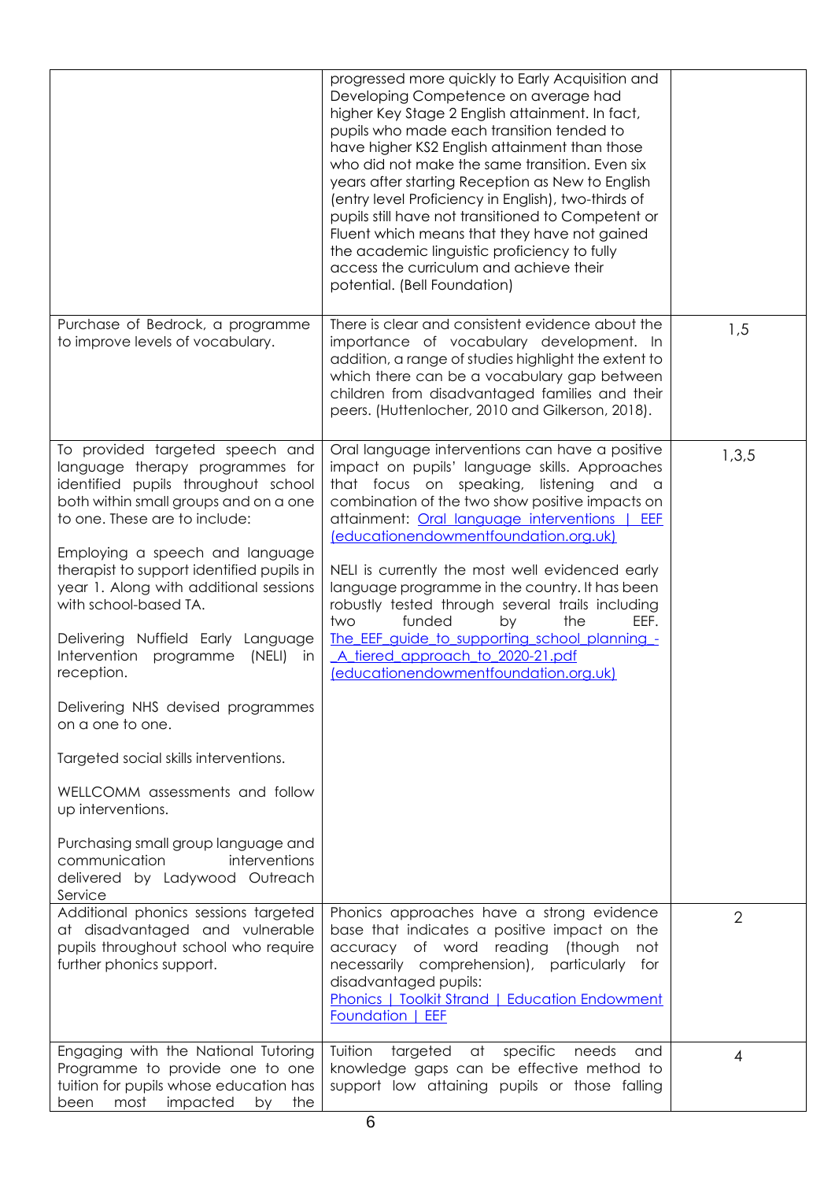| | | |
|---|---|---|
| | progressed more quickly to Early Acquisition and Developing Competence on average had higher Key Stage 2 English attainment. In fact, pupils who made each transition tended to have higher KS2 English attainment than those who did not make the same transition. Even six years after starting Reception as New to English (entry level Proficiency in English), two-thirds of pupils still have not transitioned to Competent or Fluent which means that they have not gained the academic linguistic proficiency to fully access the curriculum and achieve their potential. (Bell Foundation) | |
| Purchase of Bedrock, a programme to improve levels of vocabulary. | There is clear and consistent evidence about the importance of vocabulary development. In addition, a range of studies highlight the extent to which there can be a vocabulary gap between children from disadvantaged families and their peers. (Huttenlocher, 2010 and Gilkerson, 2018). | 1,5 |
| To provided targeted speech and language therapy programmes for identified pupils throughout school both within small groups and on a one to one. These are to include:<br><br>Employing a speech and language therapist to support identified pupils in year 1. Along with additional sessions with school-based TA.<br><br>Delivering Nuffield Early Language Intervention programme (NELI) in reception.<br><br>Delivering NHS devised programmes on a one to one.<br><br>Targeted social skills interventions.<br><br>WELLCOMM assessments and follow up interventions.<br><br>Purchasing small group language and communication interventions delivered by Ladywood Outreach Service | Oral language interventions can have a positive impact on pupils' language skills. Approaches that focus on speaking, listening and a combination of the two show positive impacts on attainment: [Oral language interventions \| EEF (educationendowmentfoundation.org.uk)]<br><br>NELI is currently the most well evidenced early language programme in the country. It has been robustly tested through several trails including two funded by the EEF. [The_EEF_guide_to_supporting_school_planning_-_A_tiered_approach_to_2020-21.pdf (educationendowmentfoundation.org.uk)] | 1,3,5 |
| Additional phonics sessions targeted at disadvantaged and vulnerable pupils throughout school who require further phonics support. | Phonics approaches have a strong evidence base that indicates a positive impact on the accuracy of word reading (though not necessarily comprehension), particularly for disadvantaged pupils:<br>[Phonics \| Toolkit Strand \| Education Endowment Foundation \| EEF] | 2 |
| Engaging with the National Tutoring Programme to provide one to one tuition for pupils whose education has been most impacted by the | Tuition targeted at specific needs and knowledge gaps can be effective method to support low attaining pupils or those falling | 4 |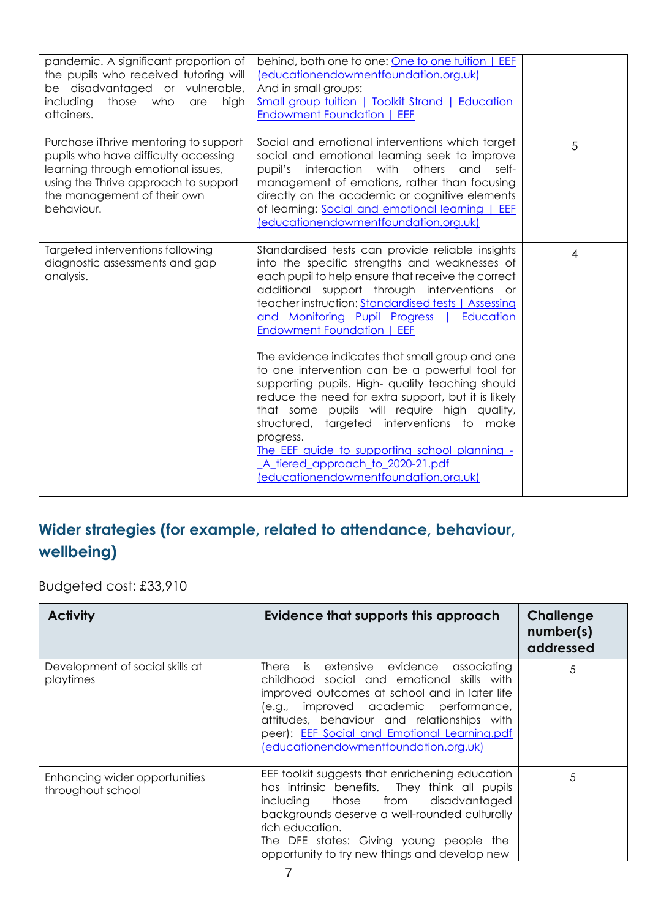| | | |
|---|---|---|
| pandemic. A significant proportion of the pupils who received tutoring will be disadvantaged or vulnerable, including those who are high attainers. | behind, both one to one: [One to one tuition \| EEF (educationendowmentfoundation.org.uk)](#) And in small groups: [Small group tuition \| Toolkit Strand \| Education Endowment Foundation \| EEF](#) | |
| Purchase iThrive mentoring to support pupils who have difficulty accessing learning through emotional issues, using the Thrive approach to support the management of their own behaviour. | Social and emotional interventions which target social and emotional learning seek to improve pupil's interaction with others and self-management of emotions, rather than focusing directly on the academic or cognitive elements of learning: [Social and emotional learning \| EEF (educationendowmentfoundation.org.uk)](#) | 5 |
| Targeted interventions following diagnostic assessments and gap analysis. | Standardised tests can provide reliable insights into the specific strengths and weaknesses of each pupil to help ensure that receive the correct additional support through interventions or teacher instruction: [Standardised tests \| Assessing and Monitoring Pupil Progress \| Education Endowment Foundation \| EEF](#)<br><br>The evidence indicates that small group and one to one intervention can be a powerful tool for supporting pupils. High- quality teaching should reduce the need for extra support, but it is likely that some pupils will require high quality, structured, targeted interventions to make progress.<br>[The_EEF_guide_to_supporting_school_planning_-_A_tiered_approach_to_2020-21.pdf (educationendowmentfoundation.org.uk)](#) | 4 |

## Wider strategies (for example, related to attendance, behaviour, wellbeing)

Budgeted cost: £33,910

| Activity | Evidence that supports this approach | Challenge number(s) addressed |
|---|---|---|
| Development of social skills at playtimes | There is extensive evidence associating childhood social and emotional skills with improved outcomes at school and in later life (e.g., improved academic performance, attitudes, behaviour and relationships with peer): [EEF_Social_and_Emotional_Learning.pdf (educationendowmentfoundation.org.uk)](#) | 5 |
| Enhancing wider opportunities throughout school | EEF toolkit suggests that enriching education has intrinsic benefits. They think all pupils including those from disadvantaged backgrounds deserve a well-rounded culturally rich education.<br>The DFE states: Giving young people the opportunity to try new things and develop new | 5 |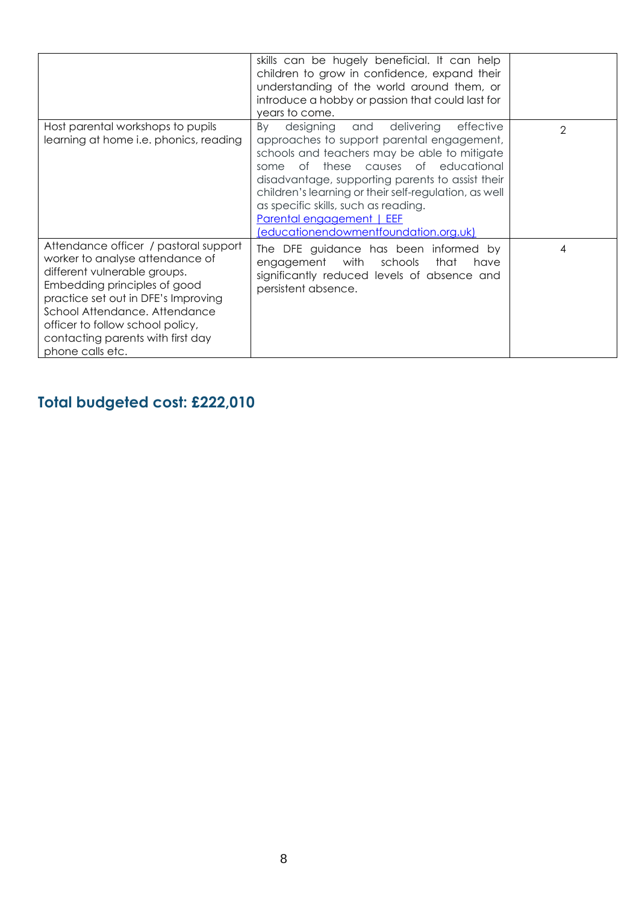| | | |
|---|---|---|
| | skills can be hugely beneficial. It can help children to grow in confidence, expand their understanding of the world around them, or introduce a hobby or passion that could last for years to come. | |
| Host parental workshops to pupils learning at home i.e. phonics, reading | By designing and delivering effective approaches to support parental engagement, schools and teachers may be able to mitigate some of these causes of educational disadvantage, supporting parents to assist their children's learning or their self-regulation, as well as specific skills, such as reading. [Parental engagement \| EEF (educationendowmentfoundation.org.uk)] | 2 |
| Attendance officer / pastoral support worker to analyse attendance of different vulnerable groups. Embedding principles of good practice set out in DFE's Improving School Attendance. Attendance officer to follow school policy, contacting parents with first day phone calls etc. | The DFE guidance has been informed by engagement with schools that have significantly reduced levels of absence and persistent absence. | 4 |

## Total budgeted cost: £222,010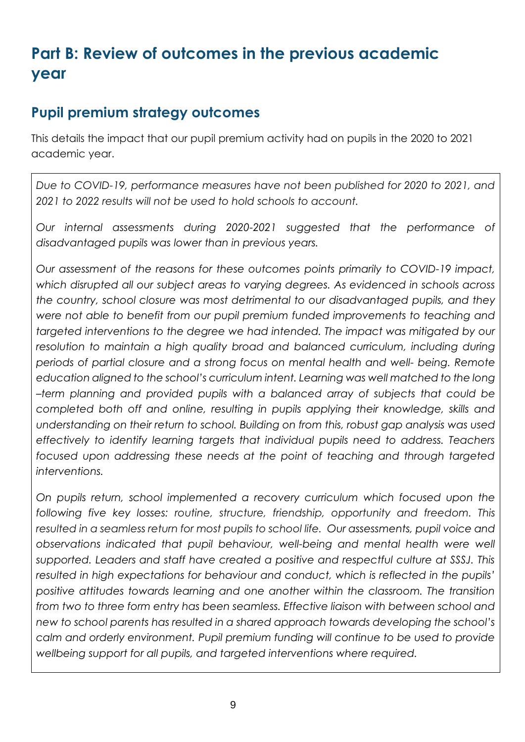# Part B: Review of outcomes in the previous academic year

## Pupil premium strategy outcomes

This details the impact that our pupil premium activity had on pupils in the 2020 to 2021 academic year.

*Due to COVID-19, performance measures have not been published for 2020 to 2021, and 2021 to 2022 results will not be used to hold schools to account.*

*Our internal assessments during 2020-2021 suggested that the performance of disadvantaged pupils was lower than in previous years.*

*Our assessment of the reasons for these outcomes points primarily to COVID-19 impact, which disrupted all our subject areas to varying degrees. As evidenced in schools across the country, school closure was most detrimental to our disadvantaged pupils, and they were not able to benefit from our pupil premium funded improvements to teaching and targeted interventions to the degree we had intended. The impact was mitigated by our resolution to maintain a high quality broad and balanced curriculum, including during periods of partial closure and a strong focus on mental health and well- being. Remote education aligned to the school's curriculum intent. Learning was well matched to the long –term planning and provided pupils with a balanced array of subjects that could be completed both off and online, resulting in pupils applying their knowledge, skills and understanding on their return to school. Building on from this, robust gap analysis was used effectively to identify learning targets that individual pupils need to address. Teachers focused upon addressing these needs at the point of teaching and through targeted interventions.*

*On pupils return, school implemented a recovery curriculum which focused upon the following five key losses: routine, structure, friendship, opportunity and freedom. This resulted in a seamless return for most pupils to school life. Our assessments, pupil voice and observations indicated that pupil behaviour, well-being and mental health were well supported. Leaders and staff have created a positive and respectful culture at SSSJ. This resulted in high expectations for behaviour and conduct, which is reflected in the pupils' positive attitudes towards learning and one another within the classroom. The transition from two to three form entry has been seamless. Effective liaison with between school and new to school parents has resulted in a shared approach towards developing the school's calm and orderly environment. Pupil premium funding will continue to be used to provide wellbeing support for all pupils, and targeted interventions where required.*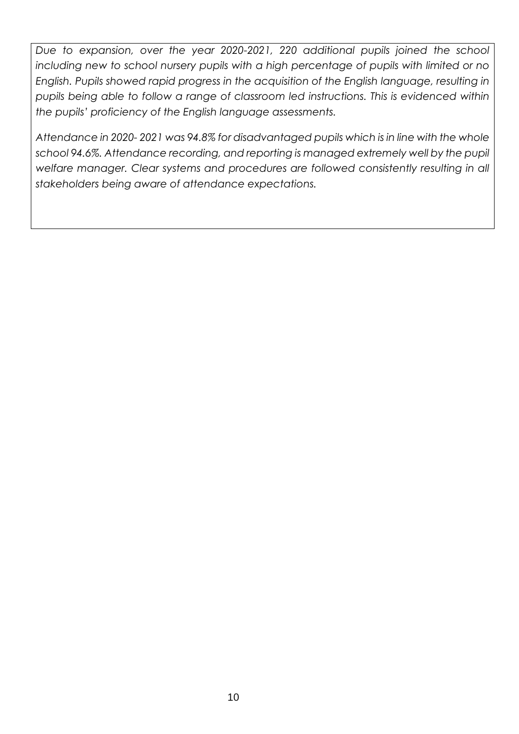*Due to expansion, over the year 2020-2021, 220 additional pupils joined the school including new to school nursery pupils with a high percentage of pupils with limited or no English. Pupils showed rapid progress in the acquisition of the English language, resulting in pupils being able to follow a range of classroom led instructions. This is evidenced within the pupils' proficiency of the English language assessments.*

*Attendance in 2020- 2021 was 94.8% for disadvantaged pupils which is in line with the whole school 94.6%. Attendance recording, and reporting is managed extremely well by the pupil welfare manager. Clear systems and procedures are followed consistently resulting in all stakeholders being aware of attendance expectations.*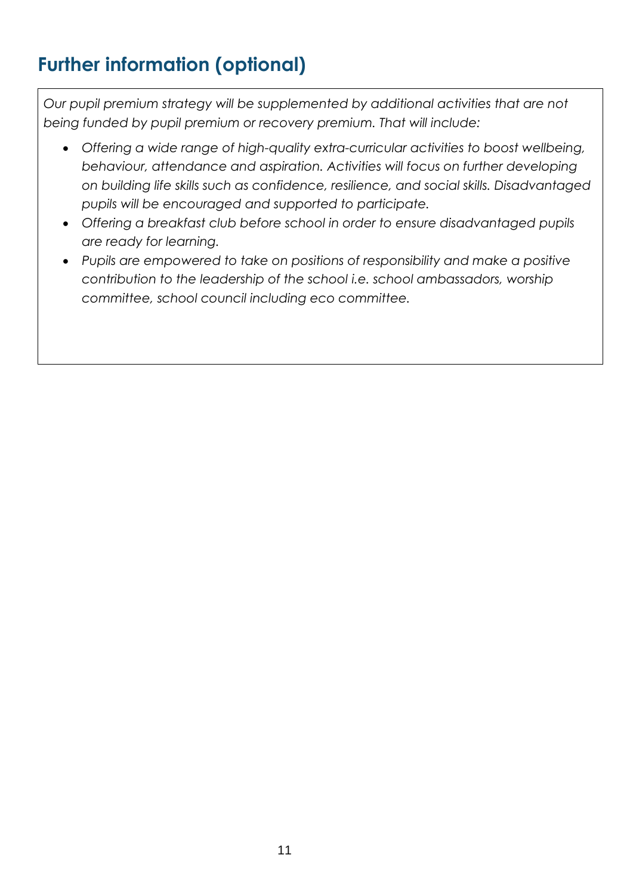## Further information (optional)

*Our pupil premium strategy will be supplemented by additional activities that are not being funded by pupil premium or recovery premium. That will include:*

- *Offering a wide range of high-quality extra-curricular activities to boost wellbeing, behaviour, attendance and aspiration. Activities will focus on further developing on building life skills such as confidence, resilience, and social skills. Disadvantaged pupils will be encouraged and supported to participate.*
- *Offering a breakfast club before school in order to ensure disadvantaged pupils are ready for learning.*
- *Pupils are empowered to take on positions of responsibility and make a positive contribution to the leadership of the school i.e. school ambassadors, worship committee, school council including eco committee.*